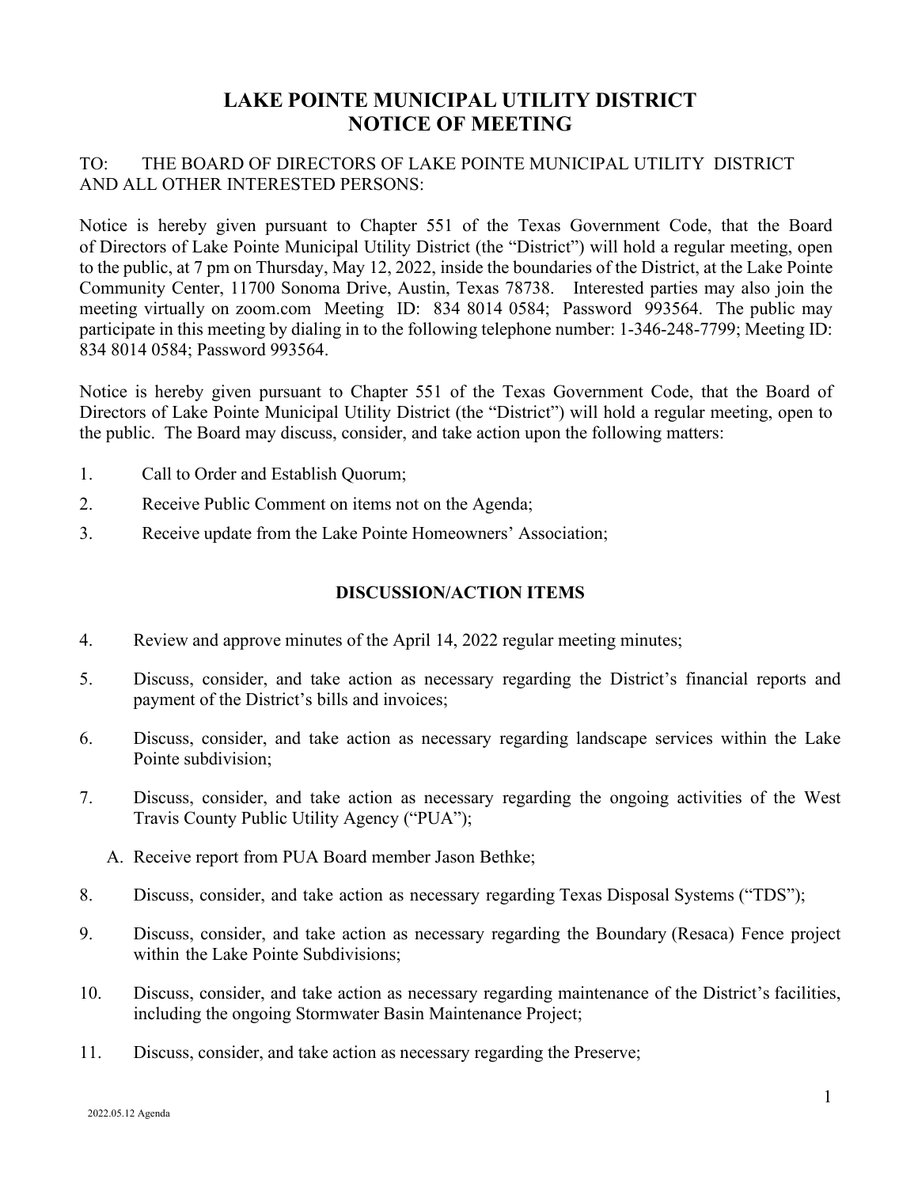# LAKE POINTE MUNICIPAL UTILITY DISTRICT
# NOTICE OF MEETING

TO: THE BOARD OF DIRECTORS OF LAKE POINTE MUNICIPAL UTILITY DISTRICT AND ALL OTHER INTERESTED PERSONS:

Notice is hereby given pursuant to Chapter 551 of the Texas Government Code, that the Board of Directors of Lake Pointe Municipal Utility District (the "District") will hold a regular meeting, open to the public, at 7 pm on Thursday, May 12, 2022, inside the boundaries of the District, at the Lake Pointe Community Center, 11700 Sonoma Drive, Austin, Texas 78738. Interested parties may also join the meeting virtually on zoom.com Meeting ID: 834 8014 0584; Password 993564. The public may participate in this meeting by dialing in to the following telephone number: 1-346-248-7799; Meeting ID: 834 8014 0584; Password 993564.

Notice is hereby given pursuant to Chapter 551 of the Texas Government Code, that the Board of Directors of Lake Pointe Municipal Utility District (the "District") will hold a regular meeting, open to the public. The Board may discuss, consider, and take action upon the following matters:

1. Call to Order and Establish Quorum;
2. Receive Public Comment on items not on the Agenda;
3. Receive update from the Lake Pointe Homeowners' Association;

### DISCUSSION/ACTION ITEMS

4. Review and approve minutes of the April 14, 2022 regular meeting minutes;
5. Discuss, consider, and take action as necessary regarding the District's financial reports and payment of the District's bills and invoices;
6. Discuss, consider, and take action as necessary regarding landscape services within the Lake Pointe subdivision;
7. Discuss, consider, and take action as necessary regarding the ongoing activities of the West Travis County Public Utility Agency ("PUA");
   A. Receive report from PUA Board member Jason Bethke;
8. Discuss, consider, and take action as necessary regarding Texas Disposal Systems ("TDS");
9. Discuss, consider, and take action as necessary regarding the Boundary (Resaca) Fence project within the Lake Pointe Subdivisions;
10. Discuss, consider, and take action as necessary regarding maintenance of the District's facilities, including the ongoing Stormwater Basin Maintenance Project;
11. Discuss, consider, and take action as necessary regarding the Preserve;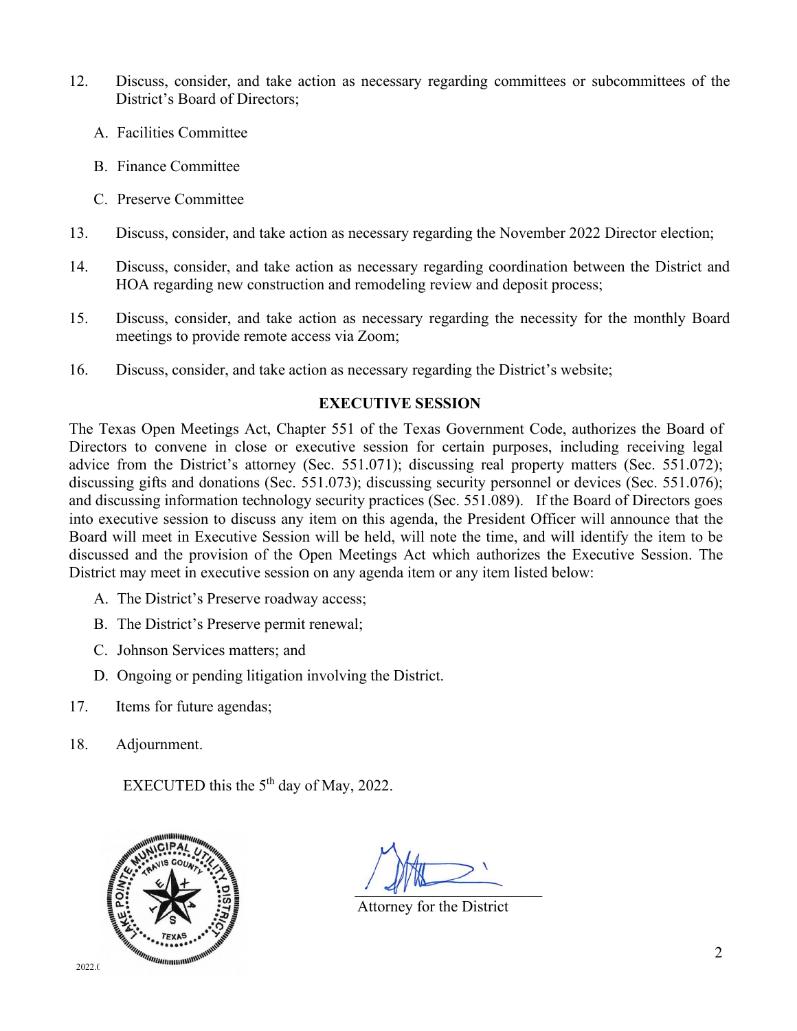12. Discuss, consider, and take action as necessary regarding committees or subcommittees of the District's Board of Directors;

    A. Facilities Committee

    B. Finance Committee

    C. Preserve Committee

13. Discuss, consider, and take action as necessary regarding the November 2022 Director election;

14. Discuss, consider, and take action as necessary regarding coordination between the District and HOA regarding new construction and remodeling review and deposit process;

15. Discuss, consider, and take action as necessary regarding the necessity for the monthly Board meetings to provide remote access via Zoom;

16. Discuss, consider, and take action as necessary regarding the District's website;

**EXECUTIVE SESSION**

The Texas Open Meetings Act, Chapter 551 of the Texas Government Code, authorizes the Board of Directors to convene in close or executive session for certain purposes, including receiving legal advice from the District's attorney (Sec. 551.071); discussing real property matters (Sec. 551.072); discussing gifts and donations (Sec. 551.073); discussing security personnel or devices (Sec. 551.076); and discussing information technology security practices (Sec. 551.089). If the Board of Directors goes into executive session to discuss any item on this agenda, the President Officer will announce that the Board will meet in Executive Session will be held, will note the time, and will identify the item to be discussed and the provision of the Open Meetings Act which authorizes the Executive Session. The District may meet in executive session on any agenda item or any item listed below:

A. The District's Preserve roadway access;

B. The District's Preserve permit renewal;

C. Johnson Services matters; and

D. Ongoing or pending litigation involving the District.

17. Items for future agendas;

18. Adjournment.

EXECUTED this the 5th day of May, 2022.

LAKE POINTE MUNICIPAL UTILITY DISTRICT TRAVIS COUNTY TEXAS

Attorney for the District

2022.(